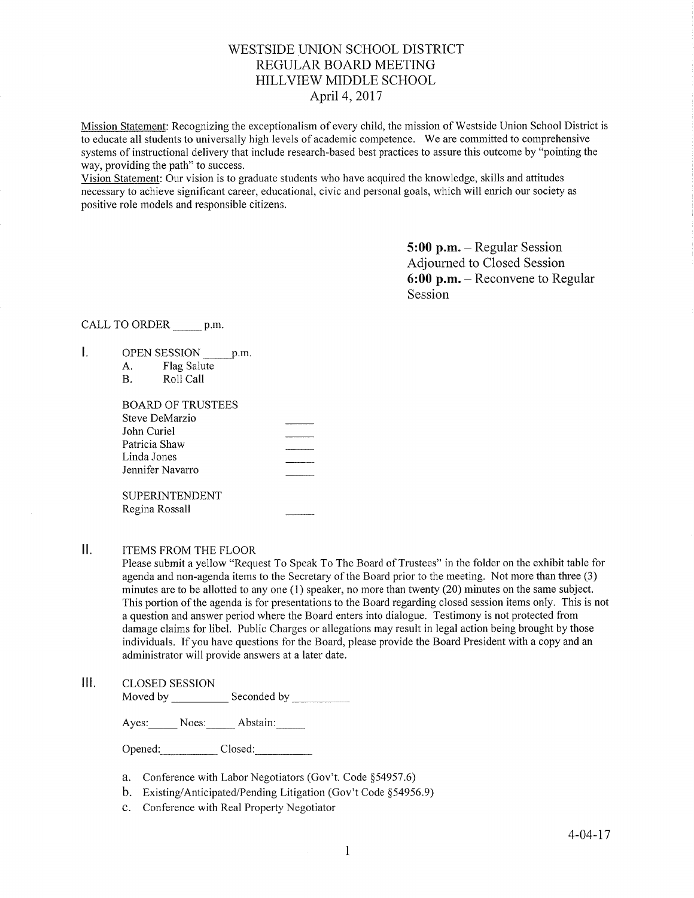# WESTSIDE UNION SCHOOL DISTRICT
## REGULAR BOARD MEETING
## HILLVIEW MIDDLE SCHOOL
## April 4, 2017

Mission Statement: Recognizing the exceptionalism of every child, the mission of Westside Union School District is to educate all students to universally high levels of academic competence. We are committed to comprehensive systems of instructional delivery that include research-based best practices to assure this outcome by "pointing the way, providing the path" to success.

Vision Statement: Our vision is to graduate students who have acquired the knowledge, skills and attitudes necessary to achieve significant career, educational, civic and personal goals, which will enrich our society as positive role models and responsible citizens.

**5:00 p.m.** – Regular Session
Adjourned to Closed Session
**6:00 p.m.** – Reconvene to Regular Session

CALL TO ORDER _____ p.m.

I. OPEN SESSION _____ p.m.
   A. Flag Salute
   B. Roll Call

   BOARD OF TRUSTEES
   Steve DeMarzio _____
   John Curiel _____
   Patricia Shaw _____
   Linda Jones _____
   Jennifer Navarro _____

   SUPERINTENDENT
   Regina Rossall _____

II. ITEMS FROM THE FLOOR

Please submit a yellow "Request To Speak To The Board of Trustees" in the folder on the exhibit table for agenda and non-agenda items to the Secretary of the Board prior to the meeting. Not more than three (3) minutes are to be allotted to any one (1) speaker, no more than twenty (20) minutes on the same subject. This portion of the agenda is for presentations to the Board regarding closed session items only. This is not a question and answer period where the Board enters into dialogue. Testimony is not protected from damage claims for libel. Public Charges or allegations may result in legal action being brought by those individuals. If you have questions for the Board, please provide the Board President with a copy and an administrator will provide answers at a later date.

III. CLOSED SESSION

Moved by __________ Seconded by __________

Ayes:_____ Noes:_____ Abstain:_____

Opened:__________ Closed:__________

a. Conference with Labor Negotiators (Gov't. Code §54957.6)
b. Existing/Anticipated/Pending Litigation (Gov't Code §54956.9)
c. Conference with Real Property Negotiator

4-04-17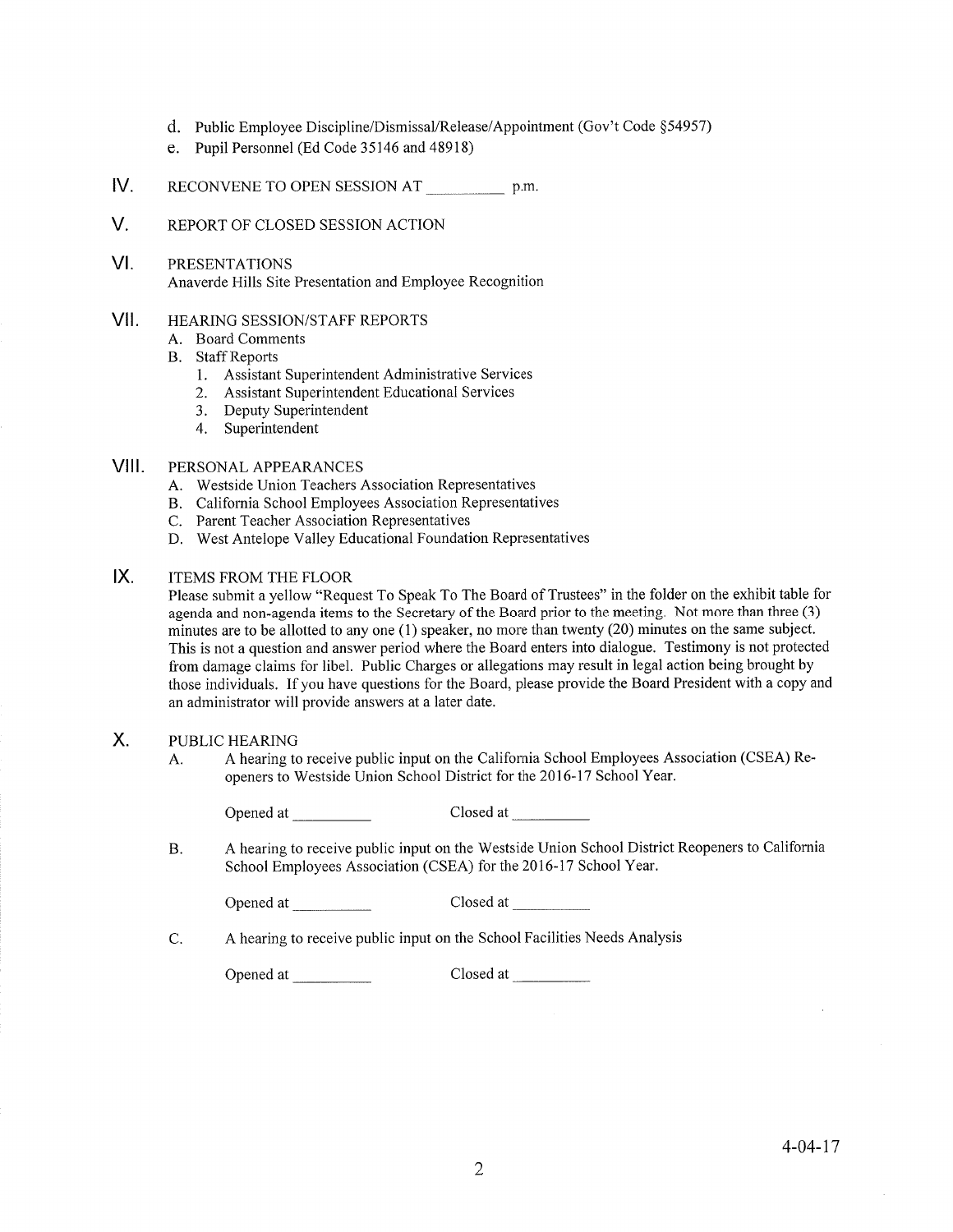d. Public Employee Discipline/Dismissal/Release/Appointment (Gov't Code §54957)

e. Pupil Personnel (Ed Code 35146 and 48918)

## IV. RECONVENE TO OPEN SESSION AT __________ p.m.

## V. REPORT OF CLOSED SESSION ACTION

## VI. PRESENTATIONS

Anaverde Hills Site Presentation and Employee Recognition

## VII. HEARING SESSION/STAFF REPORTS

A. Board Comments

B. Staff Reports

1. Assistant Superintendent Administrative Services
2. Assistant Superintendent Educational Services
3. Deputy Superintendent
4. Superintendent

## VIII. PERSONAL APPEARANCES

A. Westside Union Teachers Association Representatives

B. California School Employees Association Representatives

C. Parent Teacher Association Representatives

D. West Antelope Valley Educational Foundation Representatives

## IX. ITEMS FROM THE FLOOR

Please submit a yellow "Request To Speak To The Board of Trustees" in the folder on the exhibit table for agenda and non-agenda items to the Secretary of the Board prior to the meeting. Not more than three (3) minutes are to be allotted to any one (1) speaker, no more than twenty (20) minutes on the same subject. This is not a question and answer period where the Board enters into dialogue. Testimony is not protected from damage claims for libel. Public Charges or allegations may result in legal action being brought by those individuals. If you have questions for the Board, please provide the Board President with a copy and an administrator will provide answers at a later date.

## X. PUBLIC HEARING

A. A hearing to receive public input on the California School Employees Association (CSEA) Re-openers to Westside Union School District for the 2016-17 School Year.

Opened at __________ Closed at __________

B. A hearing to receive public input on the Westside Union School District Reopeners to California School Employees Association (CSEA) for the 2016-17 School Year.

Opened at __________ Closed at __________

C. A hearing to receive public input on the School Facilities Needs Analysis

Opened at __________ Closed at __________

4-04-17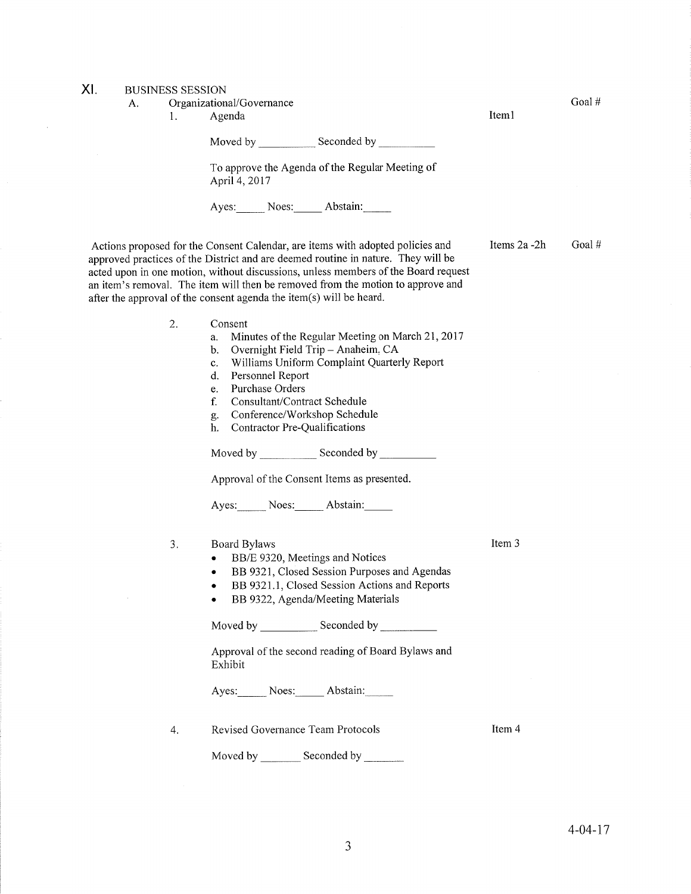# XI. BUSINESS SESSION

## A. Organizational/Governance

Goal #

1. Agenda — Item1

   Moved by __________ Seconded by __________

   To approve the Agenda of the Regular Meeting of April 4, 2017

   Ayes:_____ Noes:_____ Abstain:_____

Actions proposed for the Consent Calendar, are items with adopted policies and approved practices of the District and are deemed routine in nature. They will be acted upon in one motion, without discussions, unless members of the Board request an item's removal. The item will then be removed from the motion to approve and after the approval of the consent agenda the item(s) will be heard. — Items 2a -2h — Goal #

2. Consent
   a. Minutes of the Regular Meeting on March 21, 2017
   b. Overnight Field Trip – Anaheim, CA
   c. Williams Uniform Complaint Quarterly Report
   d. Personnel Report
   e. Purchase Orders
   f. Consultant/Contract Schedule
   g. Conference/Workshop Schedule
   h. Contractor Pre-Qualifications

   Moved by __________ Seconded by __________

   Approval of the Consent Items as presented.

   Ayes:_____ Noes:_____ Abstain:_____

3. Board Bylaws — Item 3
   - BB/E 9320, Meetings and Notices
   - BB 9321, Closed Session Purposes and Agendas
   - BB 9321.1, Closed Session Actions and Reports
   - BB 9322, Agenda/Meeting Materials

   Moved by __________ Seconded by __________

   Approval of the second reading of Board Bylaws and Exhibit

   Ayes:_____ Noes:_____ Abstain:_____

4. Revised Governance Team Protocols — Item 4

   Moved by _______ Seconded by _______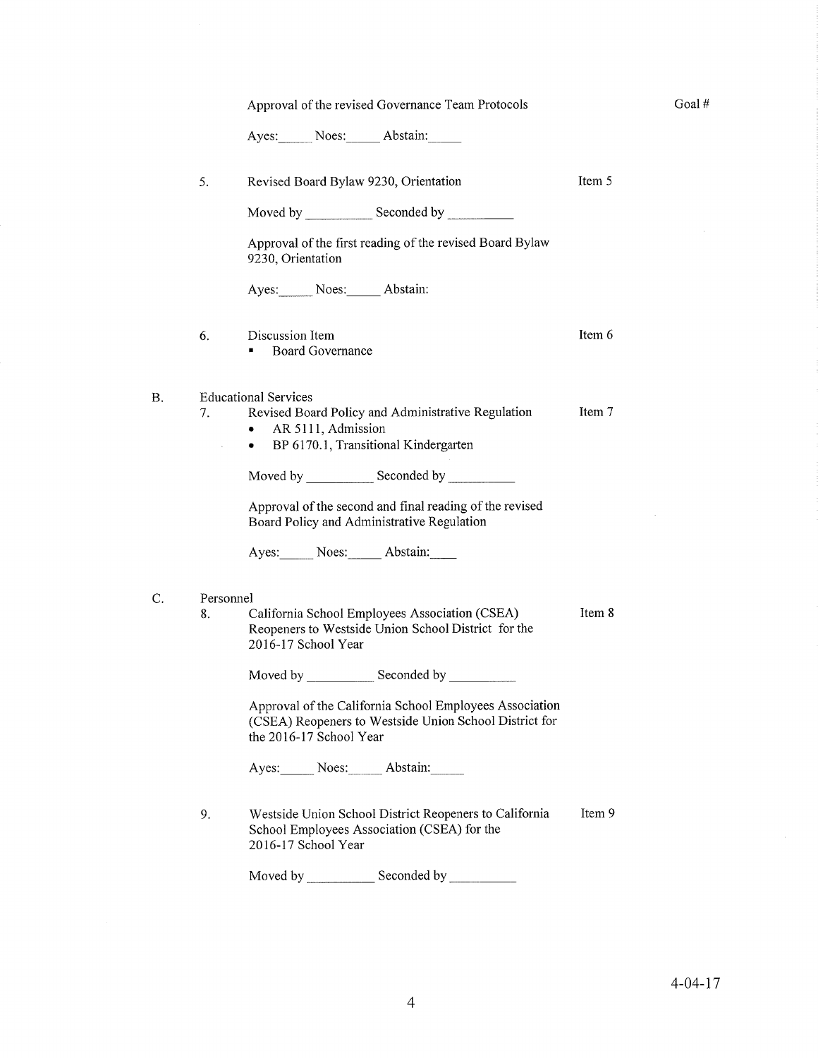Approval of the revised Governance Team Protocols Goal #

Ayes:_____ Noes:_____ Abstain:_____

5. Revised Board Bylaw 9230, Orientation Item 5

Moved by __________ Seconded by __________

Approval of the first reading of the revised Board Bylaw 9230, Orientation

Ayes:_____ Noes:_____ Abstain:

6. Discussion Item Item 6

- Board Governance

B. Educational Services

7. Revised Board Policy and Administrative Regulation Item 7

- AR 5111, Admission
- BP 6170.1, Transitional Kindergarten

Moved by __________ Seconded by __________

Approval of the second and final reading of the revised Board Policy and Administrative Regulation

Ayes:_____ Noes:_____ Abstain:____

C. Personnel

8. California School Employees Association (CSEA) Reopeners to Westside Union School District for the 2016-17 School Year Item 8

Moved by __________ Seconded by __________

Approval of the California School Employees Association (CSEA) Reopeners to Westside Union School District for the 2016-17 School Year

Ayes:_____ Noes:_____ Abstain:_____

9. Westside Union School District Reopeners to California School Employees Association (CSEA) for the 2016-17 School Year Item 9

Moved by __________ Seconded by __________

4-04-17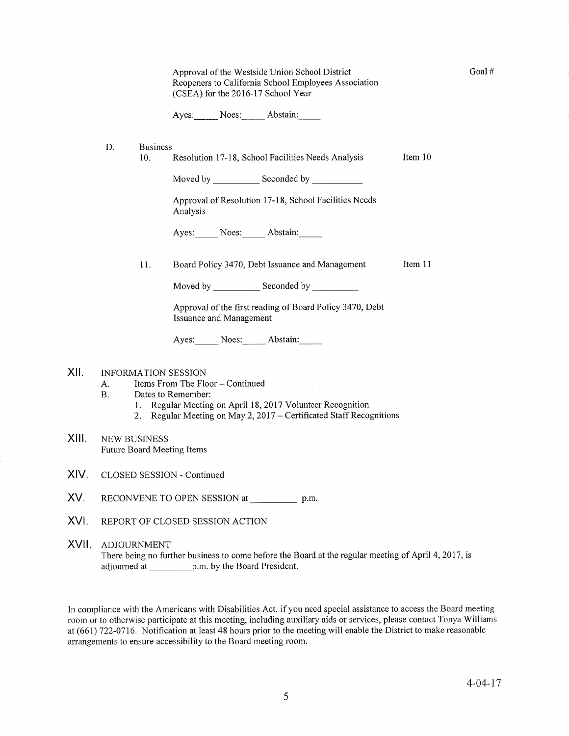Approval of the Westside Union School District Reopeners to California School Employees Association (CSEA) for the 2016-17 School Year

Goal #

Ayes:_____ Noes:_____ Abstain:_____

D. Business

10. Resolution 17-18, School Facilities Needs Analysis — Item 10

Moved by __________ Seconded by __________

Approval of Resolution 17-18, School Facilities Needs Analysis

Ayes:_____ Noes:_____ Abstain:_____

11. Board Policy 3470, Debt Issuance and Management — Item 11

Moved by __________ Seconded by __________

Approval of the first reading of Board Policy 3470, Debt Issuance and Management

Ayes:_____ Noes:_____ Abstain:_____

## XII. INFORMATION SESSION

A. Items From The Floor – Continued

B. Dates to Remember:

1. Regular Meeting on April 18, 2017 Volunteer Recognition
2. Regular Meeting on May 2, 2017 – Certificated Staff Recognitions

## XIII. NEW BUSINESS

Future Board Meeting Items

## XIV. CLOSED SESSION - Continued

## XV. RECONVENE TO OPEN SESSION at __________ p.m.

## XVI. REPORT OF CLOSED SESSION ACTION

## XVII. ADJOURNMENT

There being no further business to come before the Board at the regular meeting of April 4, 2017, is adjourned at __________p.m. by the Board President.

In compliance with the Americans with Disabilities Act, if you need special assistance to access the Board meeting room or to otherwise participate at this meeting, including auxiliary aids or services, please contact Tonya Williams at (661) 722-0716. Notification at least 48 hours prior to the meeting will enable the District to make reasonable arrangements to ensure accessibility to the Board meeting room.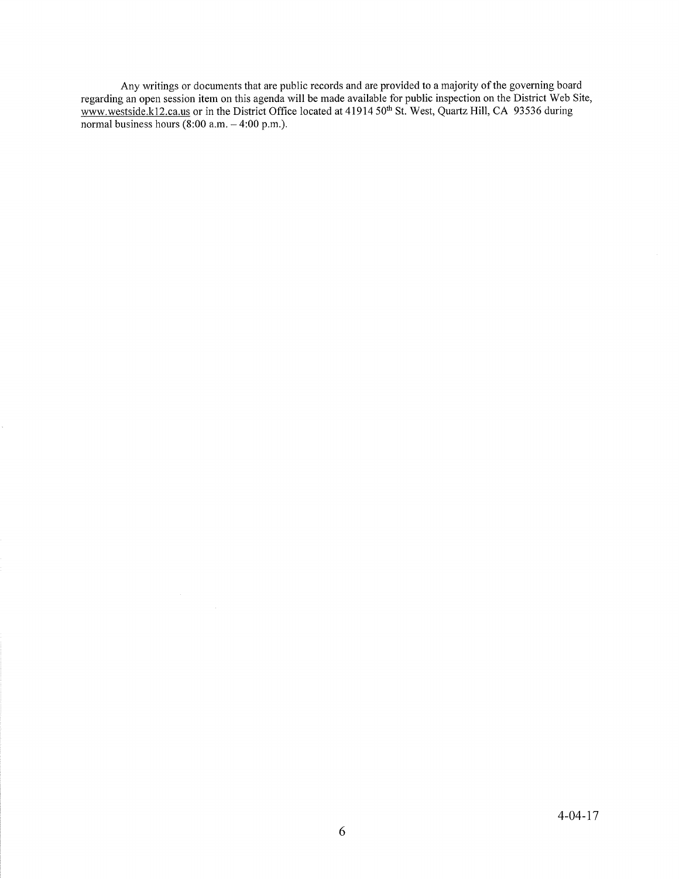Any writings or documents that are public records and are provided to a majority of the governing board regarding an open session item on this agenda will be made available for public inspection on the District Web Site, www.westside.k12.ca.us or in the District Office located at 41914 50th St. West, Quartz Hill, CA 93536 during normal business hours (8:00 a.m. – 4:00 p.m.).

4-04-17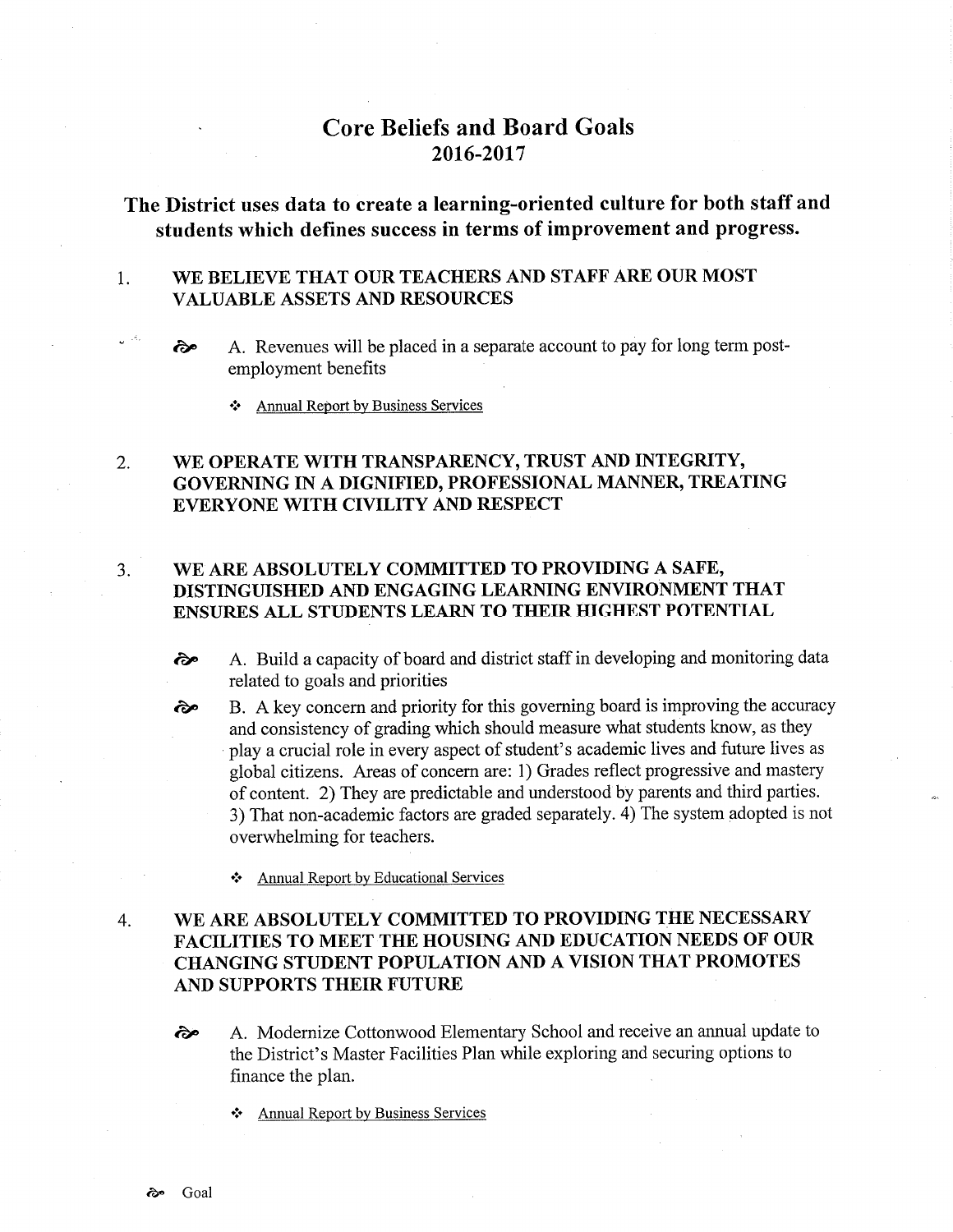# Core Beliefs and Board Goals
## 2016-2017

## The District uses data to create a learning-oriented culture for both staff and students which defines success in terms of improvement and progress.

1. **WE BELIEVE THAT OUR TEACHERS AND STAFF ARE OUR MOST VALUABLE ASSETS AND RESOURCES**

   ☙ A. Revenues will be placed in a separate account to pay for long term post-employment benefits

   - Annual Report by Business Services

2. **WE OPERATE WITH TRANSPARENCY, TRUST AND INTEGRITY, GOVERNING IN A DIGNIFIED, PROFESSIONAL MANNER, TREATING EVERYONE WITH CIVILITY AND RESPECT**

3. **WE ARE ABSOLUTELY COMMITTED TO PROVIDING A SAFE, DISTINGUISHED AND ENGAGING LEARNING ENVIRONMENT THAT ENSURES ALL STUDENTS LEARN TO THEIR HIGHEST POTENTIAL**

   ☙ A. Build a capacity of board and district staff in developing and monitoring data related to goals and priorities

   ☙ B. A key concern and priority for this governing board is improving the accuracy and consistency of grading which should measure what students know, as they play a crucial role in every aspect of student's academic lives and future lives as global citizens. Areas of concern are: 1) Grades reflect progressive and mastery of content. 2) They are predictable and understood by parents and third parties. 3) That non-academic factors are graded separately. 4) The system adopted is not overwhelming for teachers.

   - Annual Report by Educational Services

4. **WE ARE ABSOLUTELY COMMITTED TO PROVIDING THE NECESSARY FACILITIES TO MEET THE HOUSING AND EDUCATION NEEDS OF OUR CHANGING STUDENT POPULATION AND A VISION THAT PROMOTES AND SUPPORTS THEIR FUTURE**

   ☙ A. Modernize Cottonwood Elementary School and receive an annual update to the District's Master Facilities Plan while exploring and securing options to finance the plan.

   - Annual Report by Business Services

☙ Goal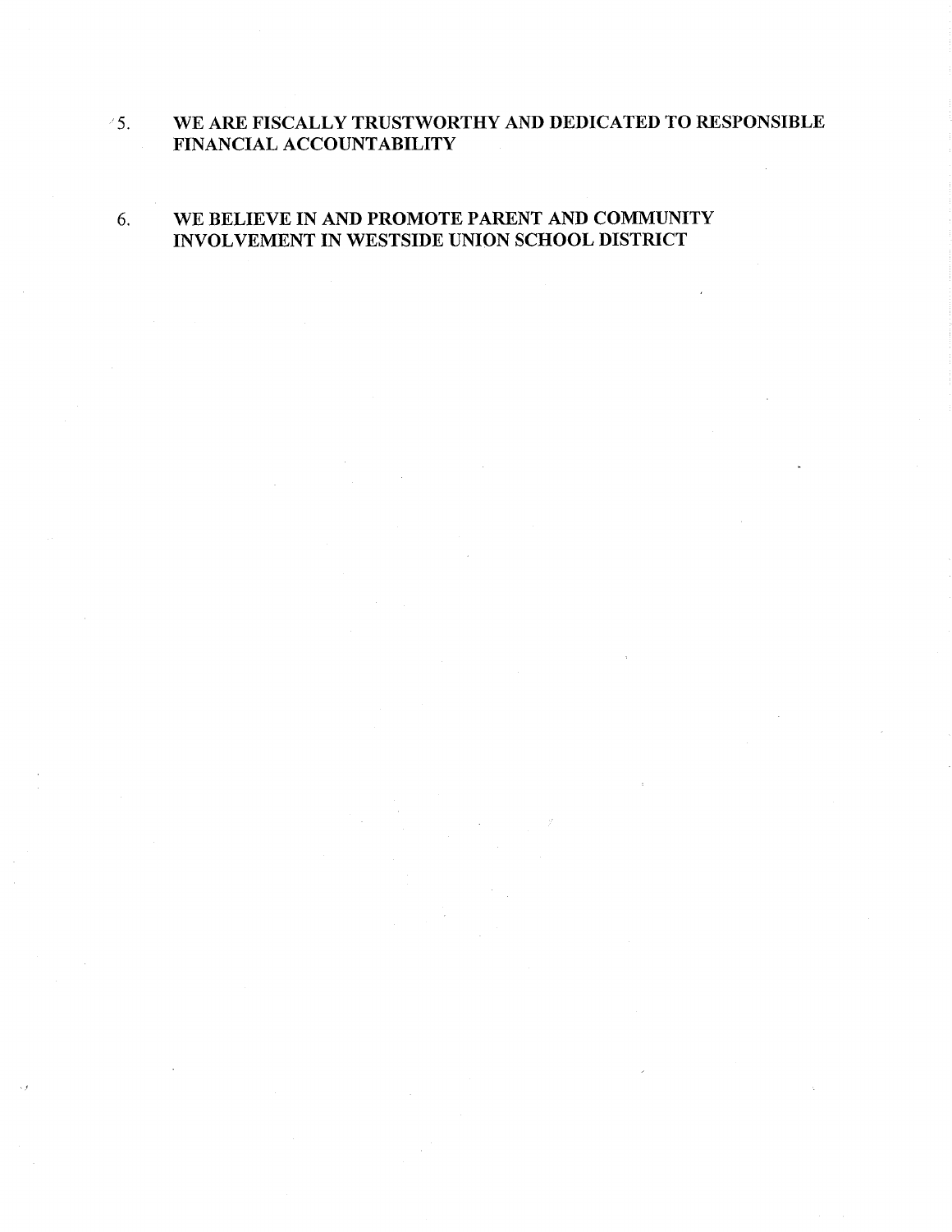5. **WE ARE FISCALLY TRUSTWORTHY AND DEDICATED TO RESPONSIBLE FINANCIAL ACCOUNTABILITY**

6. **WE BELIEVE IN AND PROMOTE PARENT AND COMMUNITY INVOLVEMENT IN WESTSIDE UNION SCHOOL DISTRICT**